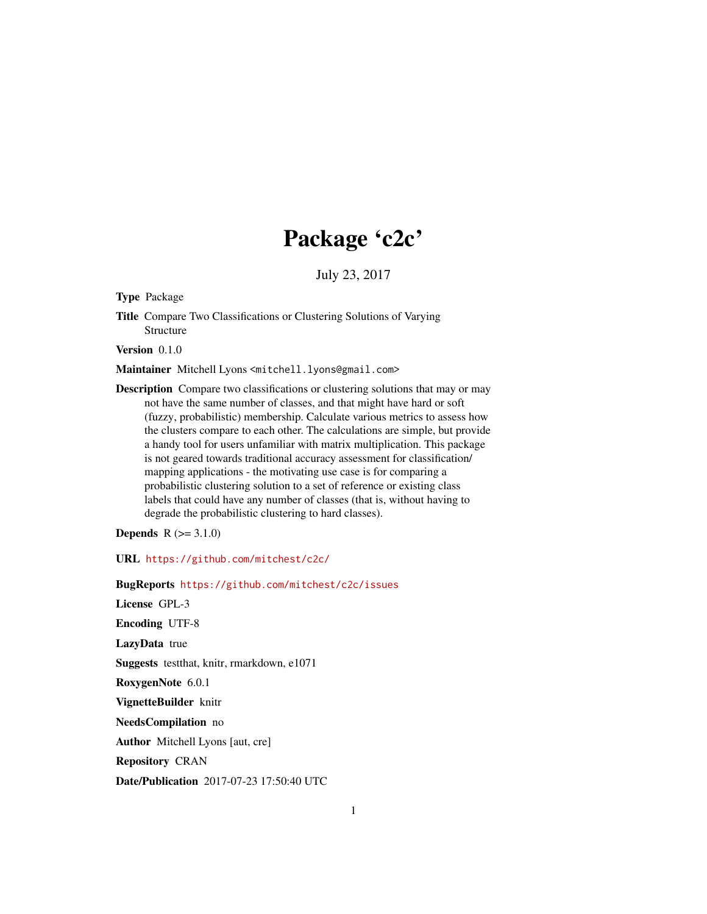# Package 'c2c'

July 23, 2017

**Type** Package

**Title** Compare Two Classifications or Clustering Solutions of Varying Structure

**Version** 0.1.0

**Maintainer** Mitchell Lyons <mitchell.lyons@gmail.com>

**Description** Compare two classifications or clustering solutions that may or may not have the same number of classes, and that might have hard or soft (fuzzy, probabilistic) membership. Calculate various metrics to assess how the clusters compare to each other. The calculations are simple, but provide a handy tool for users unfamiliar with matrix multiplication. This package is not geared towards traditional accuracy assessment for classification/ mapping applications - the motivating use case is for comparing a probabilistic clustering solution to a set of reference or existing class labels that could have any number of classes (that is, without having to degrade the probabilistic clustering to hard classes).

**Depends** R (>= 3.1.0)

**URL** https://github.com/mitchest/c2c/

**BugReports** https://github.com/mitchest/c2c/issues

**License** GPL-3

**Encoding** UTF-8

**LazyData** true

**Suggests** testthat, knitr, rmarkdown, e1071

**RoxygenNote** 6.0.1

**VignetteBuilder** knitr

**NeedsCompilation** no

**Author** Mitchell Lyons [aut, cre]

**Repository** CRAN

**Date/Publication** 2017-07-23 17:50:40 UTC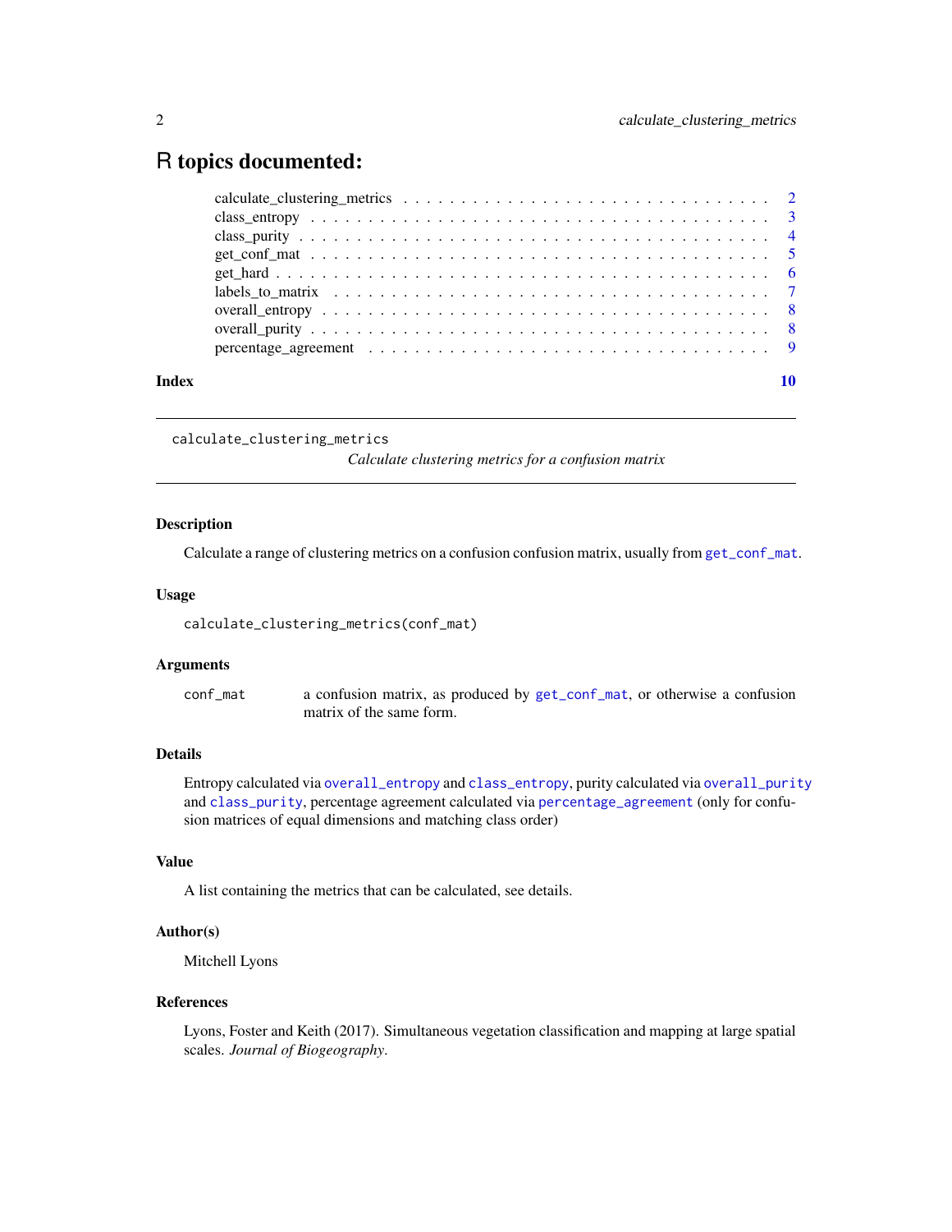# R topics documented:

| | |
|---|---|
| calculate_clustering_metrics | 2 |
| class_entropy | 3 |
| class_purity | 4 |
| get_conf_mat | 5 |
| get_hard | 6 |
| labels_to_matrix | 7 |
| overall_entropy | 8 |
| overall_purity | 8 |
| percentage_agreement | 9 |

**Index** **10**

---

`calculate_clustering_metrics`
*Calculate clustering metrics for a confusion matrix*

---

### Description

Calculate a range of clustering metrics on a confusion confusion matrix, usually from `get_conf_mat`.

### Usage

```
calculate_clustering_metrics(conf_mat)
```

### Arguments

| | |
|---|---|
| `conf_mat` | a confusion matrix, as produced by `get_conf_mat`, or otherwise a confusion matrix of the same form. |

### Details

Entropy calculated via `overall_entropy` and `class_entropy`, purity calculated via `overall_purity` and `class_purity`, percentage agreement calculated via `percentage_agreement` (only for confusion matrices of equal dimensions and matching class order)

### Value

A list containing the metrics that can be calculated, see details.

### Author(s)

Mitchell Lyons

### References

Lyons, Foster and Keith (2017). Simultaneous vegetation classification and mapping at large spatial scales. *Journal of Biogeography*.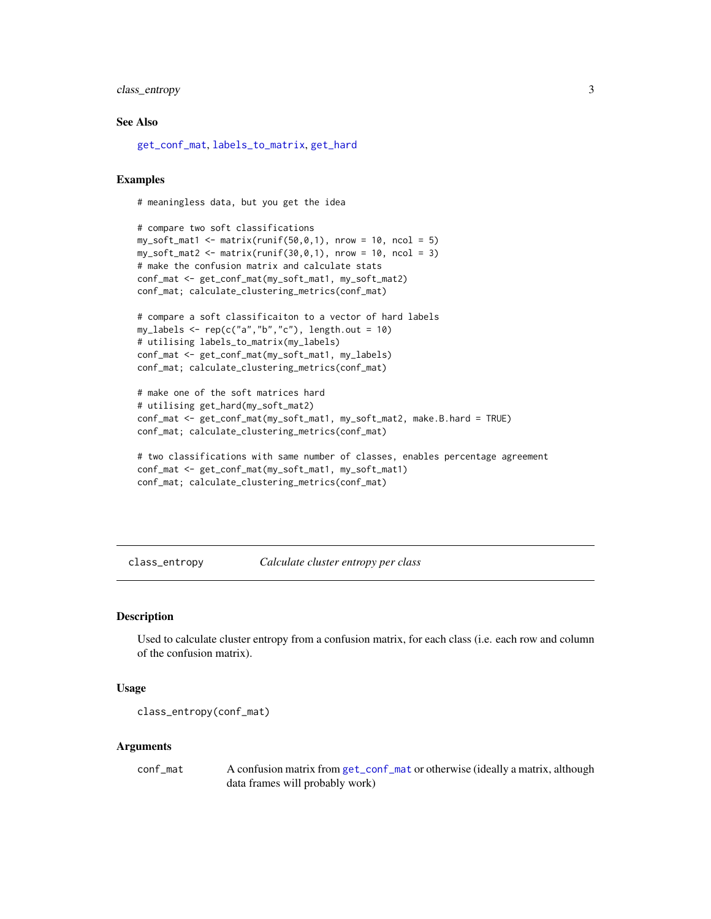### See Also

get_conf_mat, labels_to_matrix, get_hard

### Examples

```
# meaningless data, but you get the idea

# compare two soft classifications
my_soft_mat1 <- matrix(runif(50,0,1), nrow = 10, ncol = 5)
my_soft_mat2 <- matrix(runif(30,0,1), nrow = 10, ncol = 3)
# make the confusion matrix and calculate stats
conf_mat <- get_conf_mat(my_soft_mat1, my_soft_mat2)
conf_mat; calculate_clustering_metrics(conf_mat)

# compare a soft classificaiton to a vector of hard labels
my_labels <- rep(c("a","b","c"), length.out = 10)
# utilising labels_to_matrix(my_labels)
conf_mat <- get_conf_mat(my_soft_mat1, my_labels)
conf_mat; calculate_clustering_metrics(conf_mat)

# make one of the soft matrices hard
# utilising get_hard(my_soft_mat2)
conf_mat <- get_conf_mat(my_soft_mat1, my_soft_mat2, make.B.hard = TRUE)
conf_mat; calculate_clustering_metrics(conf_mat)

# two classifications with same number of classes, enables percentage agreement
conf_mat <- get_conf_mat(my_soft_mat1, my_soft_mat1)
conf_mat; calculate_clustering_metrics(conf_mat)
```

---

## class_entropy *Calculate cluster entropy per class*

---

### Description

Used to calculate cluster entropy from a confusion matrix, for each class (i.e. each row and column of the confusion matrix).

### Usage

```
class_entropy(conf_mat)
```

### Arguments

| | |
|---|---|
| conf_mat | A confusion matrix from get_conf_mat or otherwise (ideally a matrix, although data frames will probably work) |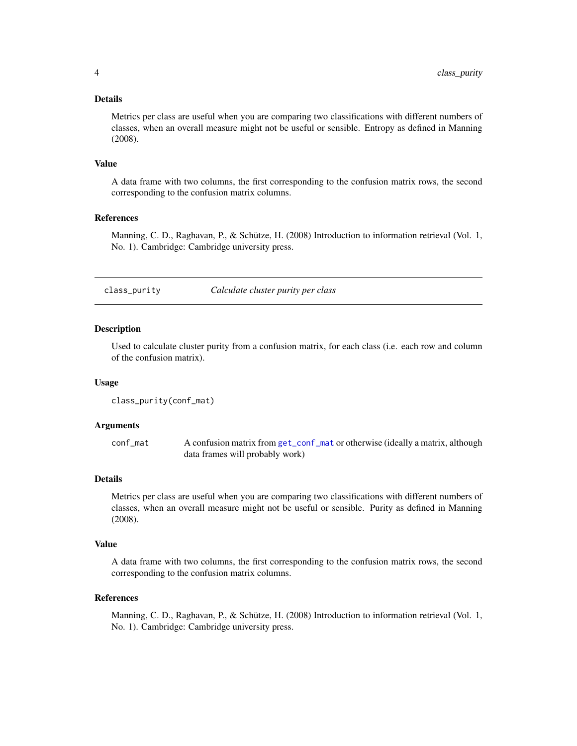### Details

Metrics per class are useful when you are comparing two classifications with different numbers of classes, when an overall measure might not be useful or sensible. Entropy as defined in Manning (2008).

### Value

A data frame with two columns, the first corresponding to the confusion matrix rows, the second corresponding to the confusion matrix columns.

### References

Manning, C. D., Raghavan, P., & Schütze, H. (2008) Introduction to information retrieval (Vol. 1, No. 1). Cambridge: Cambridge university press.

---

## class_purity — *Calculate cluster purity per class*

### Description

Used to calculate cluster purity from a confusion matrix, for each class (i.e. each row and column of the confusion matrix).

### Usage

```
class_purity(conf_mat)
```

### Arguments

| | |
|---|---|
| `conf_mat` | A confusion matrix from `get_conf_mat` or otherwise (ideally a matrix, although data frames will probably work) |

### Details

Metrics per class are useful when you are comparing two classifications with different numbers of classes, when an overall measure might not be useful or sensible. Purity as defined in Manning (2008).

### Value

A data frame with two columns, the first corresponding to the confusion matrix rows, the second corresponding to the confusion matrix columns.

### References

Manning, C. D., Raghavan, P., & Schütze, H. (2008) Introduction to information retrieval (Vol. 1, No. 1). Cambridge: Cambridge university press.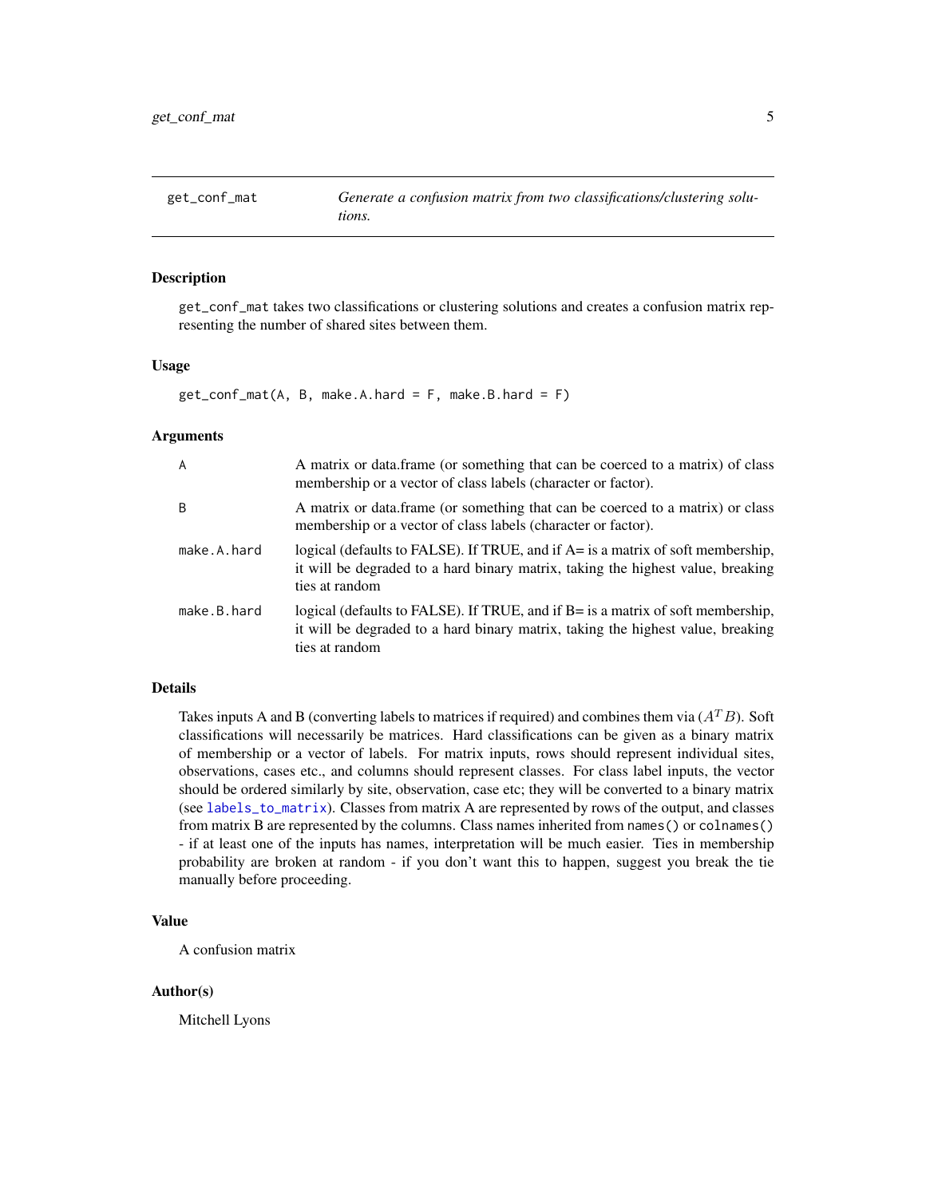## get_conf_mat

*Generate a confusion matrix from two classifications/clustering solutions.*

### Description

get_conf_mat takes two classifications or clustering solutions and creates a confusion matrix representing the number of shared sites between them.

### Usage

```
get_conf_mat(A, B, make.A.hard = F, make.B.hard = F)
```

### Arguments

| | |
|---|---|
| A | A matrix or data.frame (or something that can be coerced to a matrix) of class membership or a vector of class labels (character or factor). |
| B | A matrix or data.frame (or something that can be coerced to a matrix) or class membership or a vector of class labels (character or factor). |
| make.A.hard | logical (defaults to FALSE). If TRUE, and if A= is a matrix of soft membership, it will be degraded to a hard binary matrix, taking the highest value, breaking ties at random |
| make.B.hard | logical (defaults to FALSE). If TRUE, and if B= is a matrix of soft membership, it will be degraded to a hard binary matrix, taking the highest value, breaking ties at random |

### Details

Takes inputs A and B (converting labels to matrices if required) and combines them via ($A^T B$). Soft classifications will necessarily be matrices. Hard classifications can be given as a binary matrix of membership or a vector of labels. For matrix inputs, rows should represent individual sites, observations, cases etc., and columns should represent classes. For class label inputs, the vector should be ordered similarly by site, observation, case etc; they will be converted to a binary matrix (see labels_to_matrix). Classes from matrix A are represented by rows of the output, and classes from matrix B are represented by the columns. Class names inherited from names() or colnames() - if at least one of the inputs has names, interpretation will be much easier. Ties in membership probability are broken at random - if you don't want this to happen, suggest you break the tie manually before proceeding.

### Value

A confusion matrix

### Author(s)

Mitchell Lyons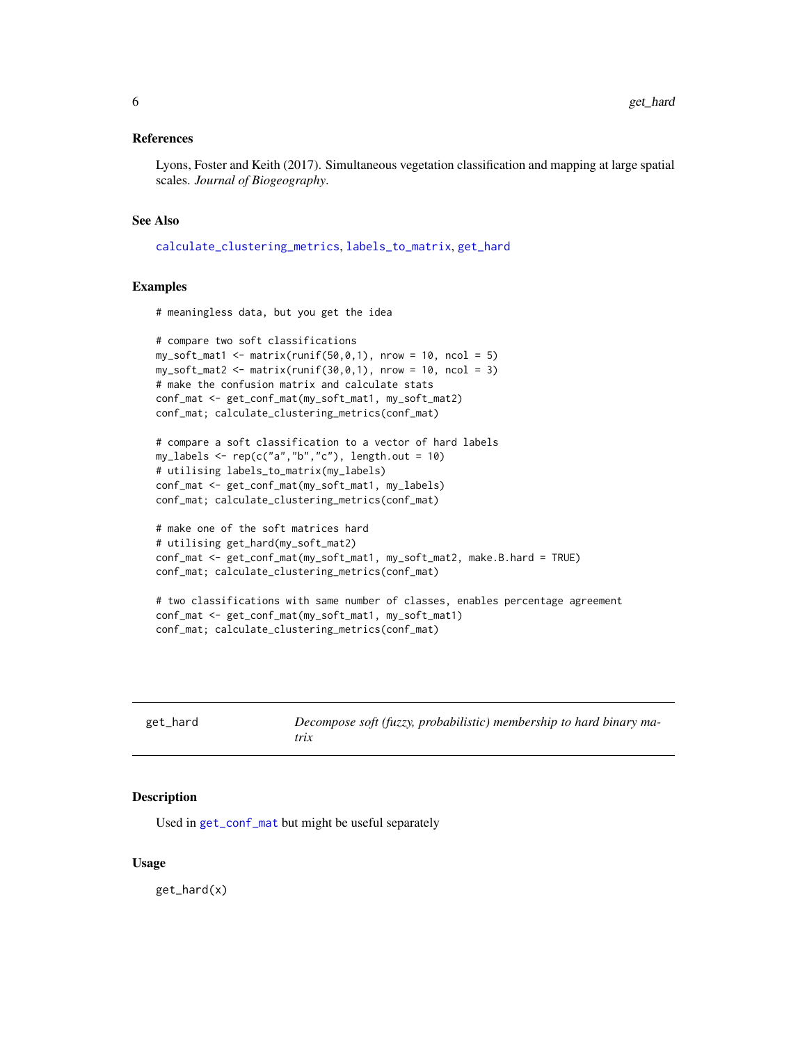### References

Lyons, Foster and Keith (2017). Simultaneous vegetation classification and mapping at large spatial scales. *Journal of Biogeography*.

### See Also

calculate_clustering_metrics, labels_to_matrix, get_hard

### Examples

```
# meaningless data, but you get the idea

# compare two soft classifications
my_soft_mat1 <- matrix(runif(50,0,1), nrow = 10, ncol = 5)
my_soft_mat2 <- matrix(runif(30,0,1), nrow = 10, ncol = 3)
# make the confusion matrix and calculate stats
conf_mat <- get_conf_mat(my_soft_mat1, my_soft_mat2)
conf_mat; calculate_clustering_metrics(conf_mat)

# compare a soft classification to a vector of hard labels
my_labels <- rep(c("a","b","c"), length.out = 10)
# utilising labels_to_matrix(my_labels)
conf_mat <- get_conf_mat(my_soft_mat1, my_labels)
conf_mat; calculate_clustering_metrics(conf_mat)

# make one of the soft matrices hard
# utilising get_hard(my_soft_mat2)
conf_mat <- get_conf_mat(my_soft_mat1, my_soft_mat2, make.B.hard = TRUE)
conf_mat; calculate_clustering_metrics(conf_mat)

# two classifications with same number of classes, enables percentage agreement
conf_mat <- get_conf_mat(my_soft_mat1, my_soft_mat1)
conf_mat; calculate_clustering_metrics(conf_mat)
```

---

## get_hard — *Decompose soft (fuzzy, probabilistic) membership to hard binary matrix*

### Description

Used in get_conf_mat but might be useful separately

### Usage

```
get_hard(x)
```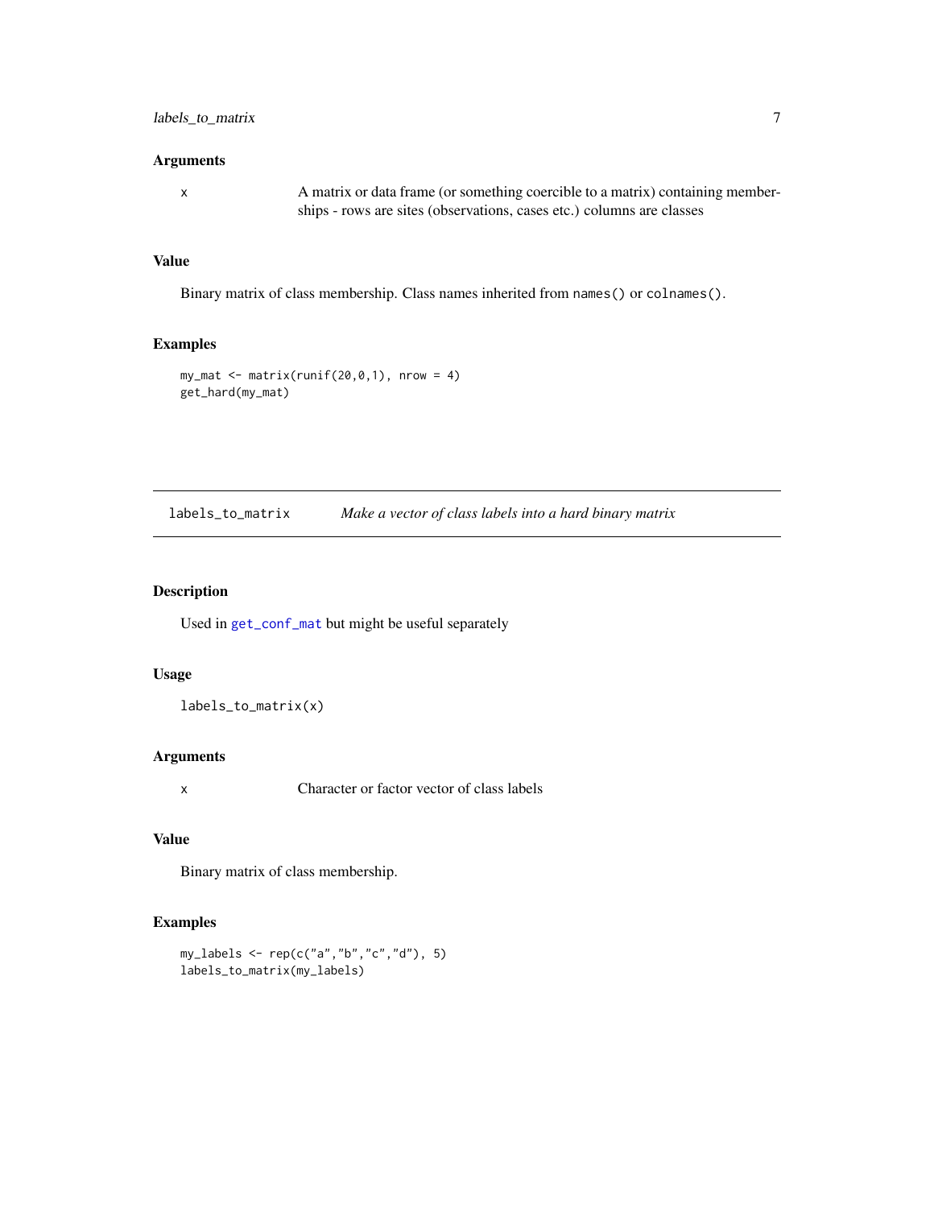### Arguments

x	A matrix or data frame (or something coercible to a matrix) containing memberships - rows are sites (observations, cases etc.) columns are classes

### Value

Binary matrix of class membership. Class names inherited from `names()` or `colnames()`.

### Examples

```
my_mat <- matrix(runif(20,0,1), nrow = 4)
get_hard(my_mat)
```

---

## labels_to_matrix    *Make a vector of class labels into a hard binary matrix*

---

### Description

Used in `get_conf_mat` but might be useful separately

### Usage

```
labels_to_matrix(x)
```

### Arguments

x	Character or factor vector of class labels

### Value

Binary matrix of class membership.

### Examples

```
my_labels <- rep(c("a","b","c","d"), 5)
labels_to_matrix(my_labels)
```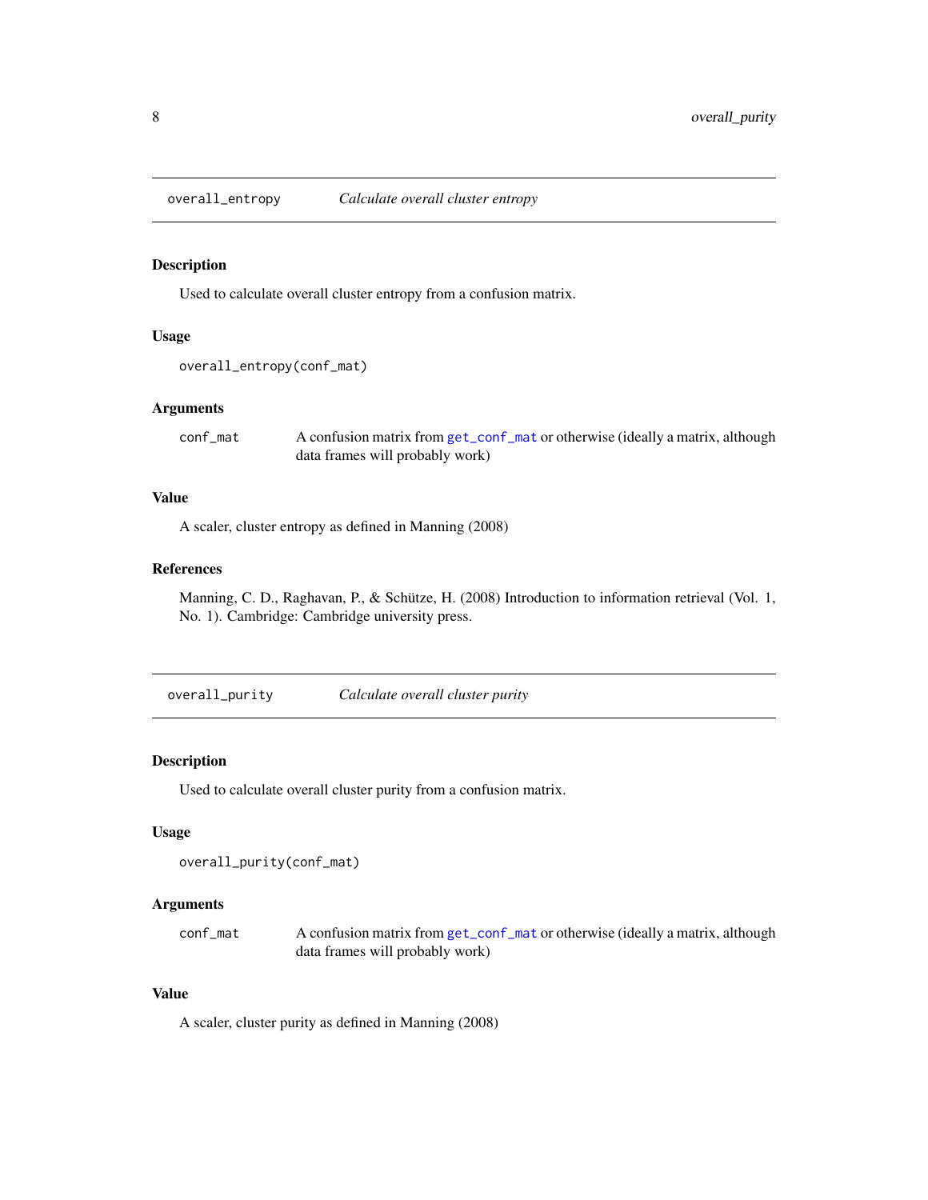## overall_entropy — *Calculate overall cluster entropy*

### Description

Used to calculate overall cluster entropy from a confusion matrix.

### Usage

```
overall_entropy(conf_mat)
```

### Arguments

| | |
|---|---|
| conf_mat | A confusion matrix from `get_conf_mat` or otherwise (ideally a matrix, although data frames will probably work) |

### Value

A scaler, cluster entropy as defined in Manning (2008)

### References

Manning, C. D., Raghavan, P., & Schütze, H. (2008) Introduction to information retrieval (Vol. 1, No. 1). Cambridge: Cambridge university press.

## overall_purity — *Calculate overall cluster purity*

### Description

Used to calculate overall cluster purity from a confusion matrix.

### Usage

```
overall_purity(conf_mat)
```

### Arguments

| | |
|---|---|
| conf_mat | A confusion matrix from `get_conf_mat` or otherwise (ideally a matrix, although data frames will probably work) |

### Value

A scaler, cluster purity as defined in Manning (2008)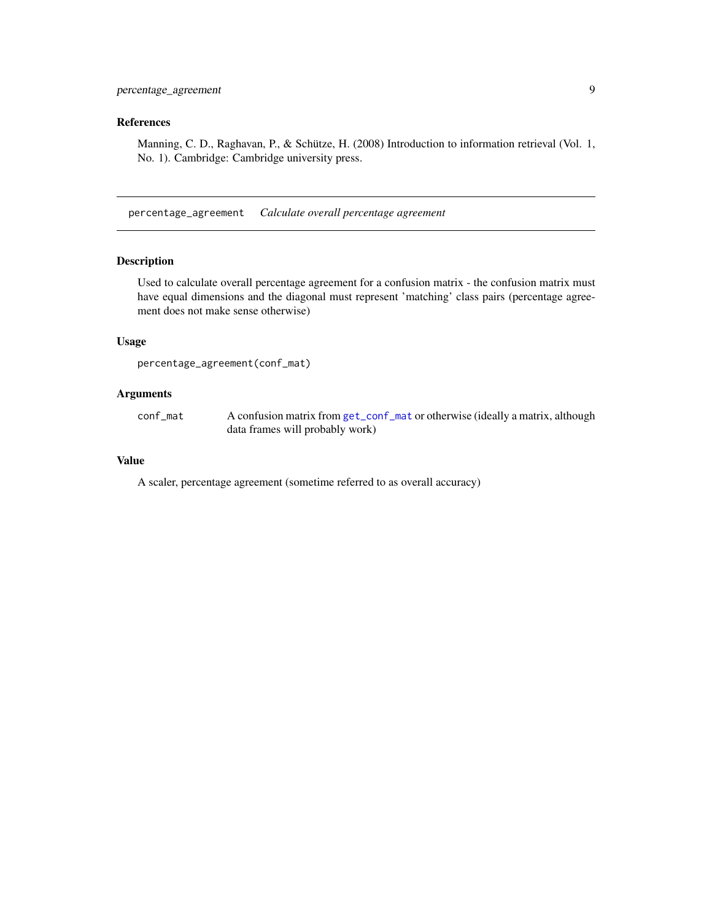## References

Manning, C. D., Raghavan, P., & Schütze, H. (2008) Introduction to information retrieval (Vol. 1, No. 1). Cambridge: Cambridge university press.

---

# percentage_agreement    *Calculate overall percentage agreement*

## Description

Used to calculate overall percentage agreement for a confusion matrix - the confusion matrix must have equal dimensions and the diagonal must represent 'matching' class pairs (percentage agreement does not make sense otherwise)

## Usage

```
percentage_agreement(conf_mat)
```

## Arguments

| | |
|---|---|
| `conf_mat` | A confusion matrix from `get_conf_mat` or otherwise (ideally a matrix, although data frames will probably work) |

## Value

A scaler, percentage agreement (sometime referred to as overall accuracy)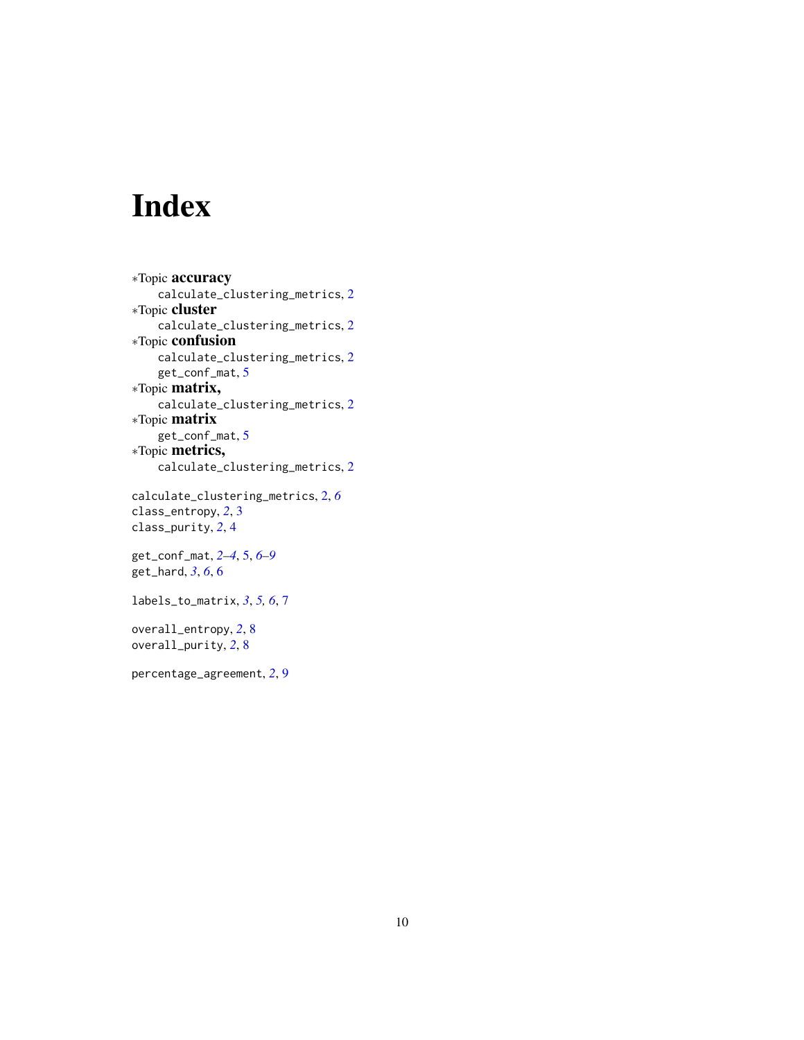# Index

*Topic **accuracy**
    calculate_clustering_metrics, 2
*Topic **cluster**
    calculate_clustering_metrics, 2
*Topic **confusion**
    calculate_clustering_metrics, 2
    get_conf_mat, 5
*Topic **matrix,**
    calculate_clustering_metrics, 2
*Topic **matrix**
    get_conf_mat, 5
*Topic **metrics,**
    calculate_clustering_metrics, 2

calculate_clustering_metrics, 2, *6*
class_entropy, *2*, 3
class_purity, *2*, 4

get_conf_mat, *2–4*, 5, *6–9*
get_hard, *3*, *6*, 6

labels_to_matrix, *3*, *5*, *6*, 7

overall_entropy, *2*, 8
overall_purity, *2*, 8

percentage_agreement, *2*, 9